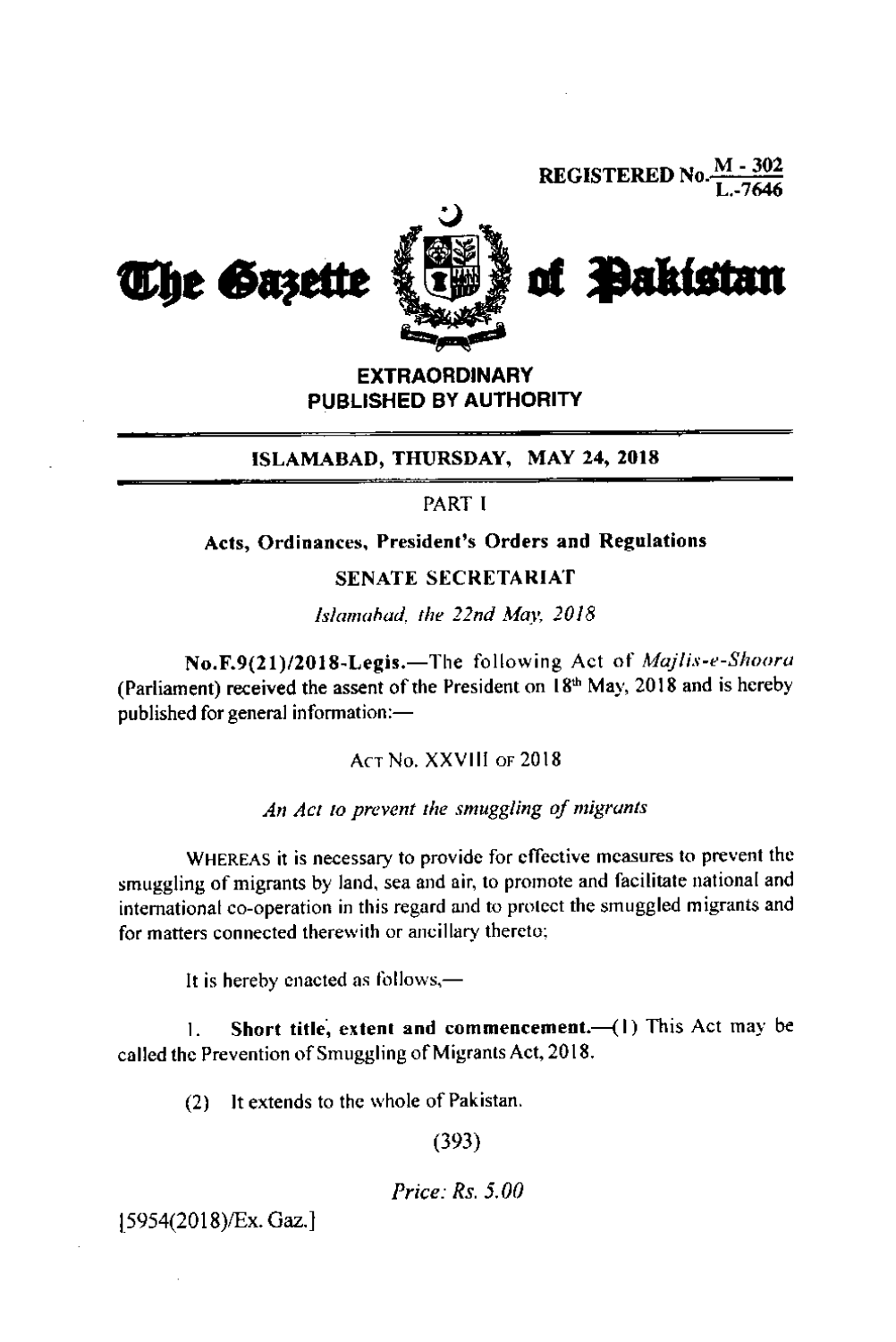REGISTERED No. M - 302 / L.-7646

# The Gazette of Pakistan

**EXTRAORDINARY**
**PUBLISHED BY AUTHORITY**

**ISLAMABAD, THURSDAY, MAY 24, 2018**

PART I

**Acts, Ordinances, President's Orders and Regulations**

**SENATE SECRETARIAT**

*Islamabad, the 22nd May, 2018*

**No.F.9(21)/2018-Legis.**—The following Act of *Majlis-e-Shoora* (Parliament) received the assent of the President on 18th May, 2018 and is hereby published for general information:—

ACT No. XXVIII OF 2018

*An Act to prevent the smuggling of migrants*

WHEREAS it is necessary to provide for effective measures to prevent the smuggling of migrants by land, sea and air, to promote and facilitate national and international co-operation in this regard and to protect the smuggled migrants and for matters connected therewith or ancillary thereto;

It is hereby enacted as follows,—

1. **Short title, extent and commencement.**—(1) This Act may be called the Prevention of Smuggling of Migrants Act, 2018.

(2) It extends to the whole of Pakistan.

*Price: Rs. 5.00*

[5954(2018)/Ex. Gaz.]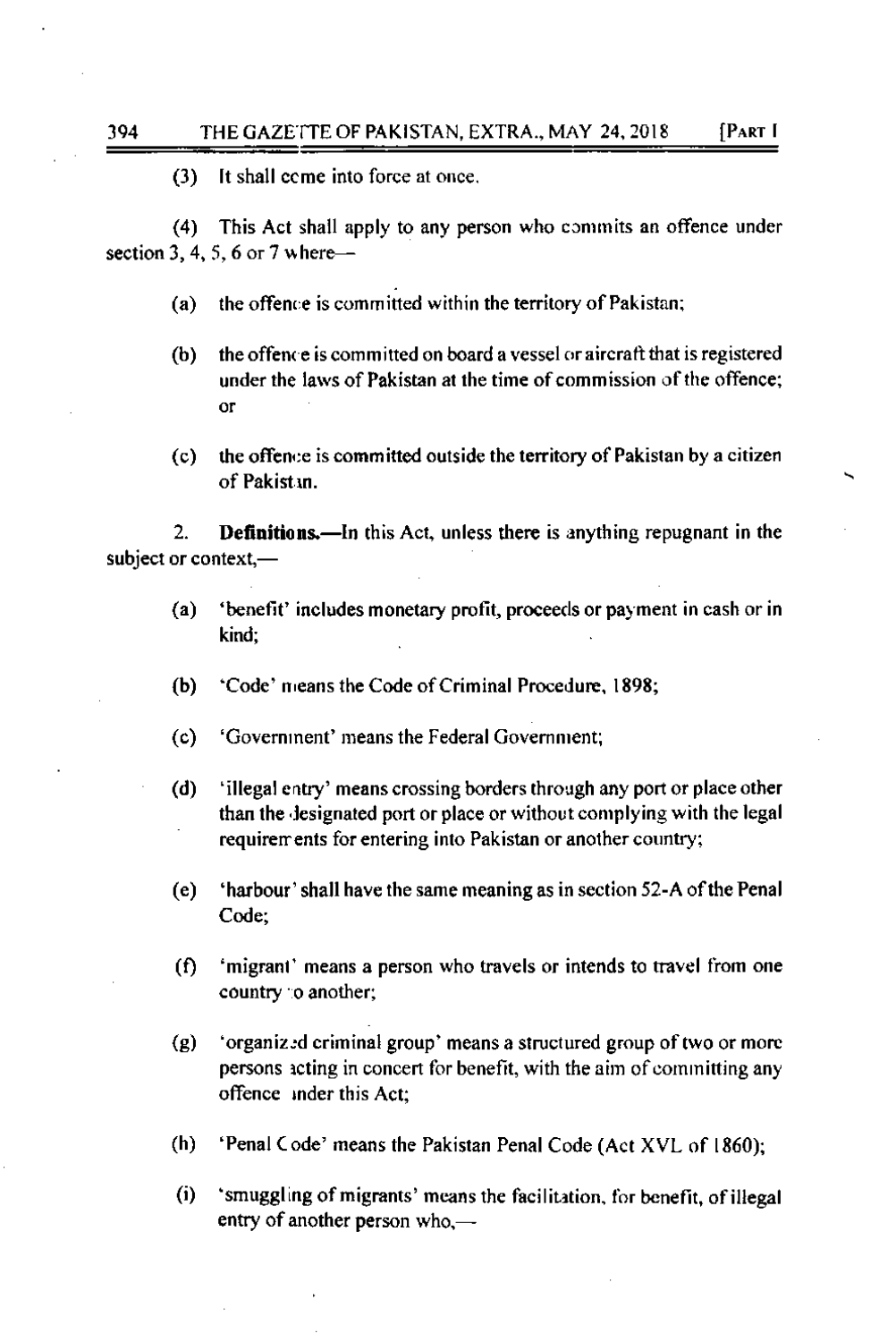(3) It shall come into force at once.

(4) This Act shall apply to any person who commits an offence under section 3, 4, 5, 6 or 7 where—

(a) the offence is committed within the territory of Pakistan;

(b) the offence is committed on board a vessel or aircraft that is registered under the laws of Pakistan at the time of commission of the offence; or

(c) the offence is committed outside the territory of Pakistan by a citizen of Pakistan.

2. **Definitions.**—In this Act, unless there is anything repugnant in the subject or context,—

(a) 'benefit' includes monetary profit, proceeds or payment in cash or in kind;

(b) 'Code' means the Code of Criminal Procedure, 1898;

(c) 'Government' means the Federal Government;

(d) 'illegal entry' means crossing borders through any port or place other than the designated port or place or without complying with the legal requirements for entering into Pakistan or another country;

(e) 'harbour' shall have the same meaning as in section 52-A of the Penal Code;

(f) 'migrant' means a person who travels or intends to travel from one country to another;

(g) 'organized criminal group' means a structured group of two or more persons acting in concert for benefit, with the aim of committing any offence under this Act;

(h) 'Penal Code' means the Pakistan Penal Code (Act XVL of 1860);

(i) 'smuggling of migrants' means the facilitation, for benefit, of illegal entry of another person who,—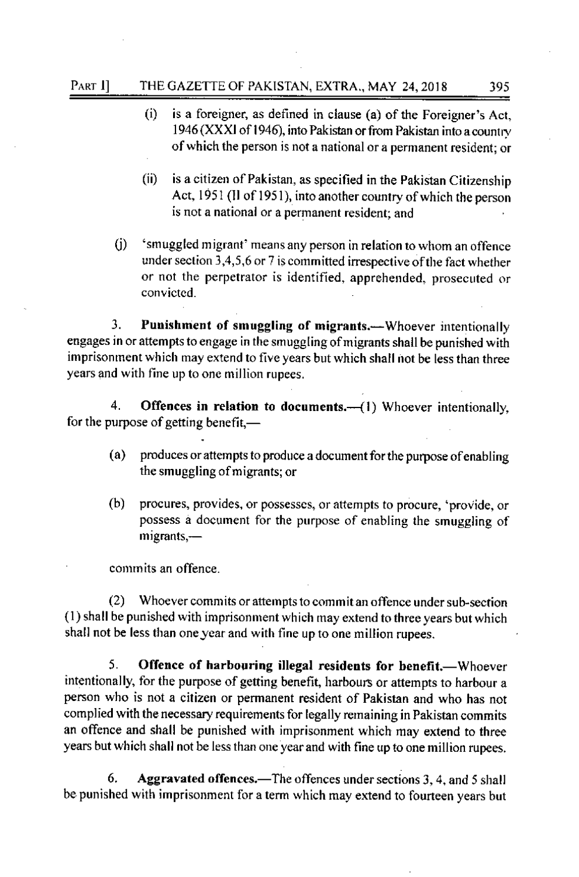(i) is a foreigner, as defined in clause (a) of the Foreigner's Act, 1946 (XXXI of 1946), into Pakistan or from Pakistan into a country of which the person is not a national or a permanent resident; or

(ii) is a citizen of Pakistan, as specified in the Pakistan Citizenship Act, 1951 (II of 1951), into another country of which the person is not a national or a permanent resident; and

(j) 'smuggled migrant' means any person in relation to whom an offence under section 3,4,5,6 or 7 is committed irrespective of the fact whether or not the perpetrator is identified, apprehended, prosecuted or convicted.

3. **Punishment of smuggling of migrants.**—Whoever intentionally engages in or attempts to engage in the smuggling of migrants shall be punished with imprisonment which may extend to five years but which shall not be less than three years and with fine up to one million rupees.

4. **Offences in relation to documents.**—(1) Whoever intentionally, for the purpose of getting benefit,—

(a) produces or attempts to produce a document for the purpose of enabling the smuggling of migrants; or

(b) procures, provides, or possesses, or attempts to procure, 'provide, or possess a document for the purpose of enabling the smuggling of migrants,—

commits an offence.

(2) Whoever commits or attempts to commit an offence under sub-section (1) shall be punished with imprisonment which may extend to three years but which shall not be less than one year and with fine up to one million rupees.

5. **Offence of harbouring illegal residents for benefit.**—Whoever intentionally, for the purpose of getting benefit, harbours or attempts to harbour a person who is not a citizen or permanent resident of Pakistan and who has not complied with the necessary requirements for legally remaining in Pakistan commits an offence and shall be punished with imprisonment which may extend to three years but which shall not be less than one year and with fine up to one million rupees.

6. **Aggravated offences.**—The offences under sections 3, 4, and 5 shall be punished with imprisonment for a term which may extend to fourteen years but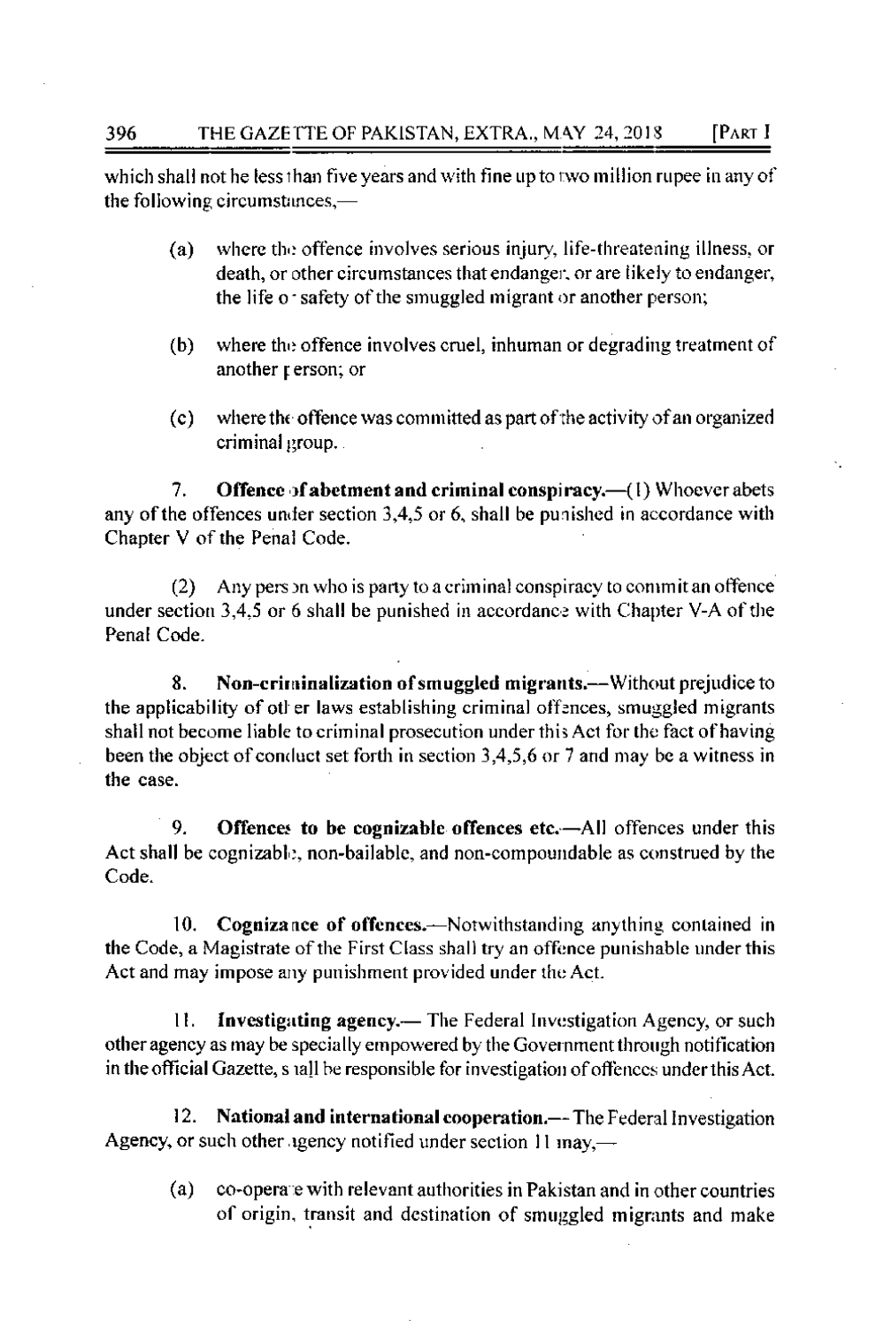which shall not be less than five years and with fine up to two million rupee in any of the following circumstances,—

(a) where the offence involves serious injury, life-threatening illness, or death, or other circumstances that endanger, or are likely to endanger, the life or safety of the smuggled migrant or another person;

(b) where the offence involves cruel, inhuman or degrading treatment of another person; or

(c) where the offence was committed as part of the activity of an organized criminal group.

7. **Offence of abetment and criminal conspiracy.**—(1) Whoever abets any of the offences under section 3,4,5 or 6, shall be punished in accordance with Chapter V of the Penal Code.

(2) Any person who is party to a criminal conspiracy to commit an offence under section 3,4,5 or 6 shall be punished in accordance with Chapter V-A of the Penal Code.

8. **Non-criminalization of smuggled migrants.**—Without prejudice to the applicability of other laws establishing criminal offences, smuggled migrants shall not become liable to criminal prosecution under this Act for the fact of having been the object of conduct set forth in section 3,4,5,6 or 7 and may be a witness in the case.

9. **Offences to be cognizable offences etc.**—All offences under this Act shall be cognizable, non-bailable, and non-compoundable as construed by the Code.

10. **Cognizance of offences.**—Notwithstanding anything contained in the Code, a Magistrate of the First Class shall try an offence punishable under this Act and may impose any punishment provided under the Act.

11. **Investigating agency.**— The Federal Investigation Agency, or such other agency as may be specially empowered by the Government through notification in the official Gazette, shall be responsible for investigation of offences under this Act.

12. **National and international cooperation.**— The Federal Investigation Agency, or such other agency notified under section 11 may,—

(a) co-operate with relevant authorities in Pakistan and in other countries of origin, transit and destination of smuggled migrants and make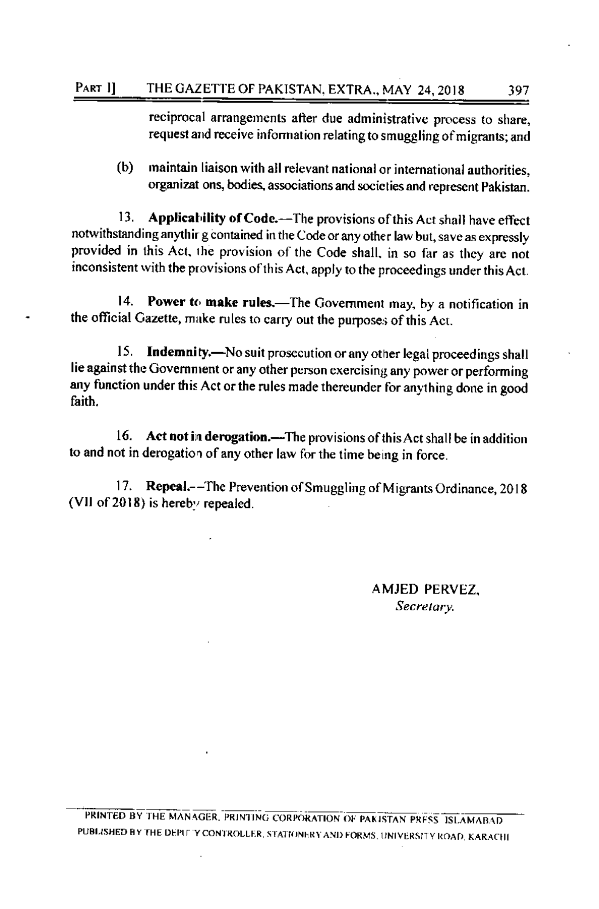reciprocal arrangements after due administrative process to share, request and receive information relating to smuggling of migrants; and

(b) maintain liaison with all relevant national or international authorities, organizat ons, bodies, associations and societies and represent Pakistan.

13. **Applicability of Code.**—The provisions of this Act shall have effect notwithstanding anythir g contained in the Code or any other law but, save as expressly provided in this Act, the provision of the Code shall, in so far as they are not inconsistent with the provisions of this Act, apply to the proceedings under this Act.

14. **Power to make rules.**—The Government may, by a notification in the official Gazette, make rules to carry out the purposes of this Act.

15. **Indemnity.**—No suit prosecution or any other legal proceedings shall lie against the Government or any other person exercising any power or performing any function under this Act or the rules made thereunder for anything done in good faith.

16. **Act not in derogation.**—The provisions of this Act shall be in addition to and not in derogation of any other law for the time being in force.

17. **Repeal.**—The Prevention of Smuggling of Migrants Ordinance, 2018 (VII of 2018) is hereby repealed.

AMJED PERVEZ,
*Secretary.*

PRINTED BY THE MANAGER, PRINTING CORPORATION OF PAKISTAN PRESS ISLAMABAD
PUBLISHED BY THE DEPUTY CONTROLLER, STATIONERY AND FORMS, UNIVERSITY ROAD, KARACHI